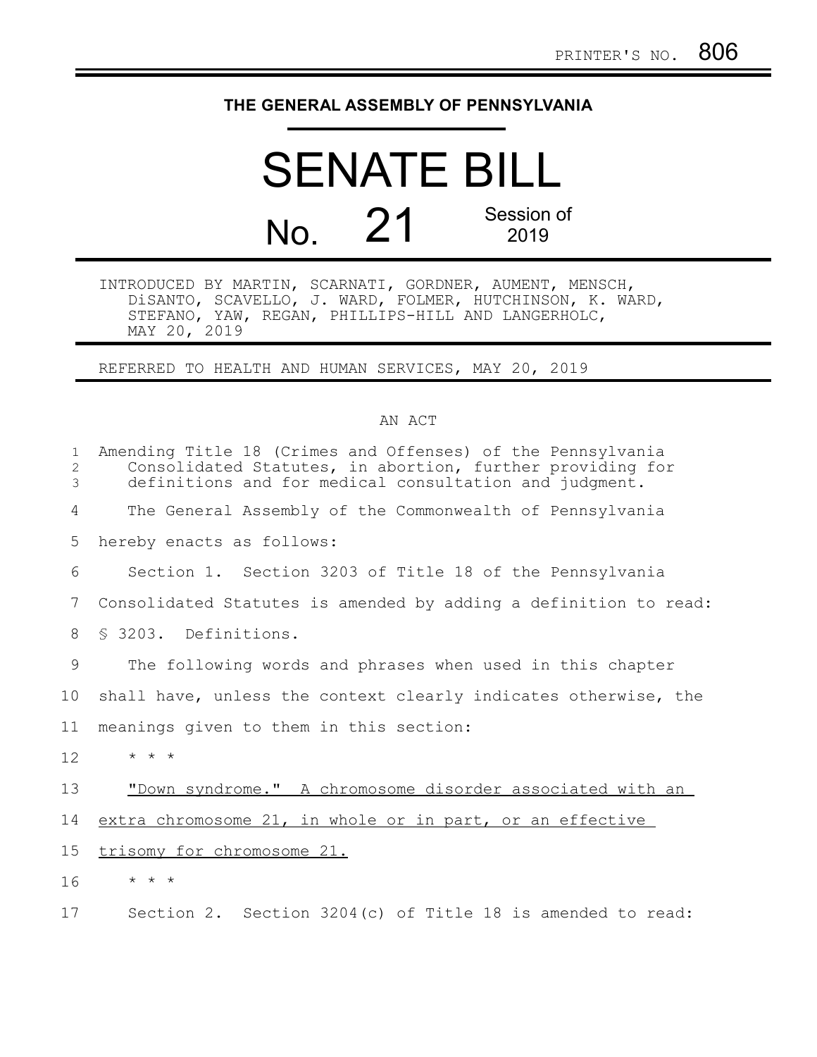PRINTER'S NO. 806

# THE GENERAL ASSEMBLY OF PENNSYLVANIA

# SENATE BILL

## No. 21

Session of 2019

INTRODUCED BY MARTIN, SCARNATI, GORDNER, AUMENT, MENSCH, DiSANTO, SCAVELLO, J. WARD, FOLMER, HUTCHINSON, K. WARD, STEFANO, YAW, REGAN, PHILLIPS-HILL AND LANGERHOLC, MAY 20, 2019

REFERRED TO HEALTH AND HUMAN SERVICES, MAY 20, 2019

AN ACT

Amending Title 18 (Crimes and Offenses) of the Pennsylvania Consolidated Statutes, in abortion, further providing for definitions and for medical consultation and judgment.

The General Assembly of the Commonwealth of Pennsylvania hereby enacts as follows:

Section 1. Section 3203 of Title 18 of the Pennsylvania Consolidated Statutes is amended by adding a definition to read:

§ 3203. Definitions.

The following words and phrases when used in this chapter shall have, unless the context clearly indicates otherwise, the meanings given to them in this section:

\* \* \*

<u>"Down syndrome." A chromosome disorder associated with an extra chromosome 21, in whole or in part, or an effective trisomy for chromosome 21.</u>

\* \* \*

Section 2. Section 3204(c) of Title 18 is amended to read: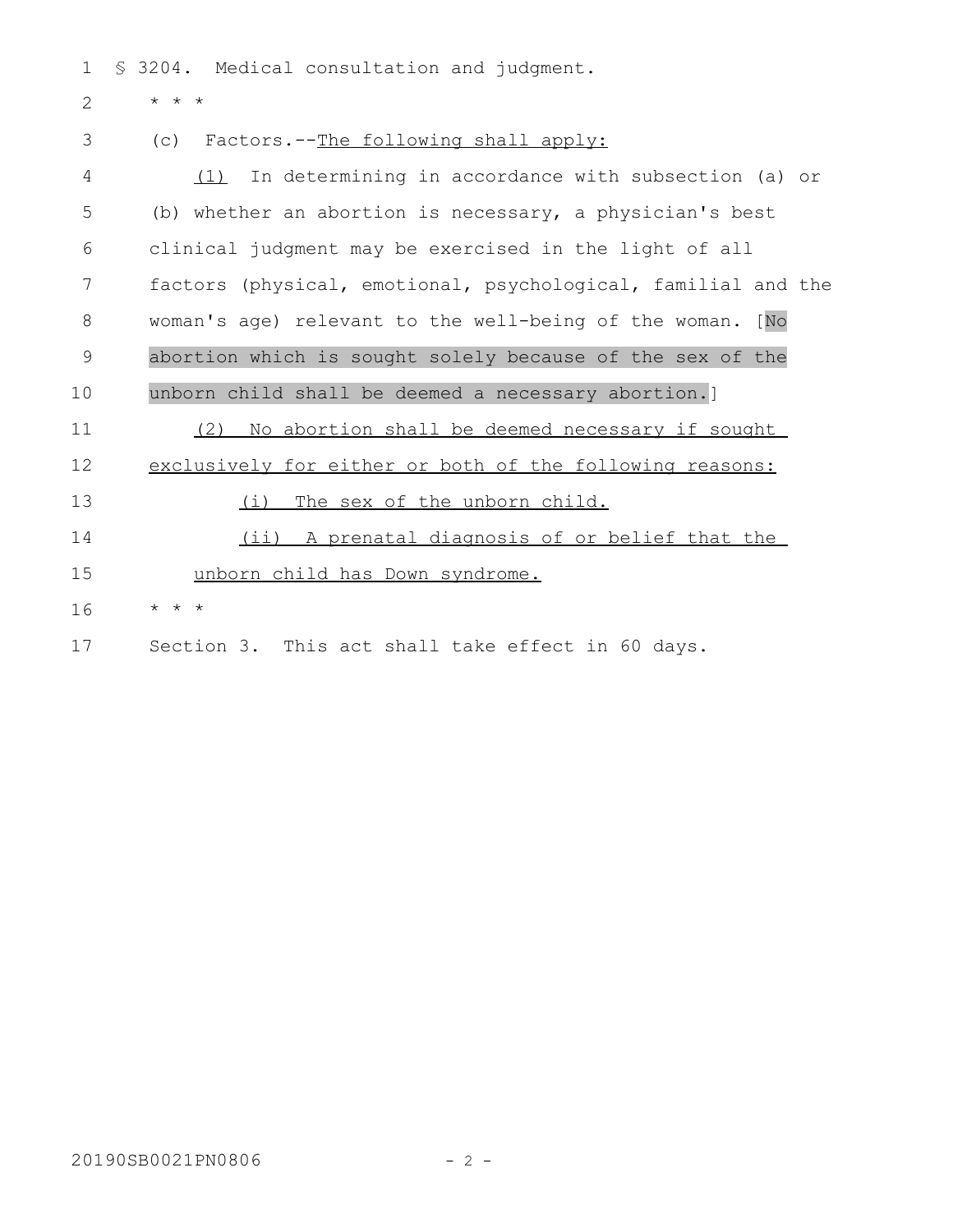§ 3204. Medical consultation and judgment.

* * *

(c) Factors.--The following shall apply:

(1) In determining in accordance with subsection (a) or (b) whether an abortion is necessary, a physician's best clinical judgment may be exercised in the light of all factors (physical, emotional, psychological, familial and the woman's age) relevant to the well-being of the woman. [No abortion which is sought solely because of the sex of the unborn child shall be deemed a necessary abortion.]

(2) No abortion shall be deemed necessary if sought exclusively for either or both of the following reasons:

(i) The sex of the unborn child.

(ii) A prenatal diagnosis of or belief that the unborn child has Down syndrome.

* * *

Section 3. This act shall take effect in 60 days.